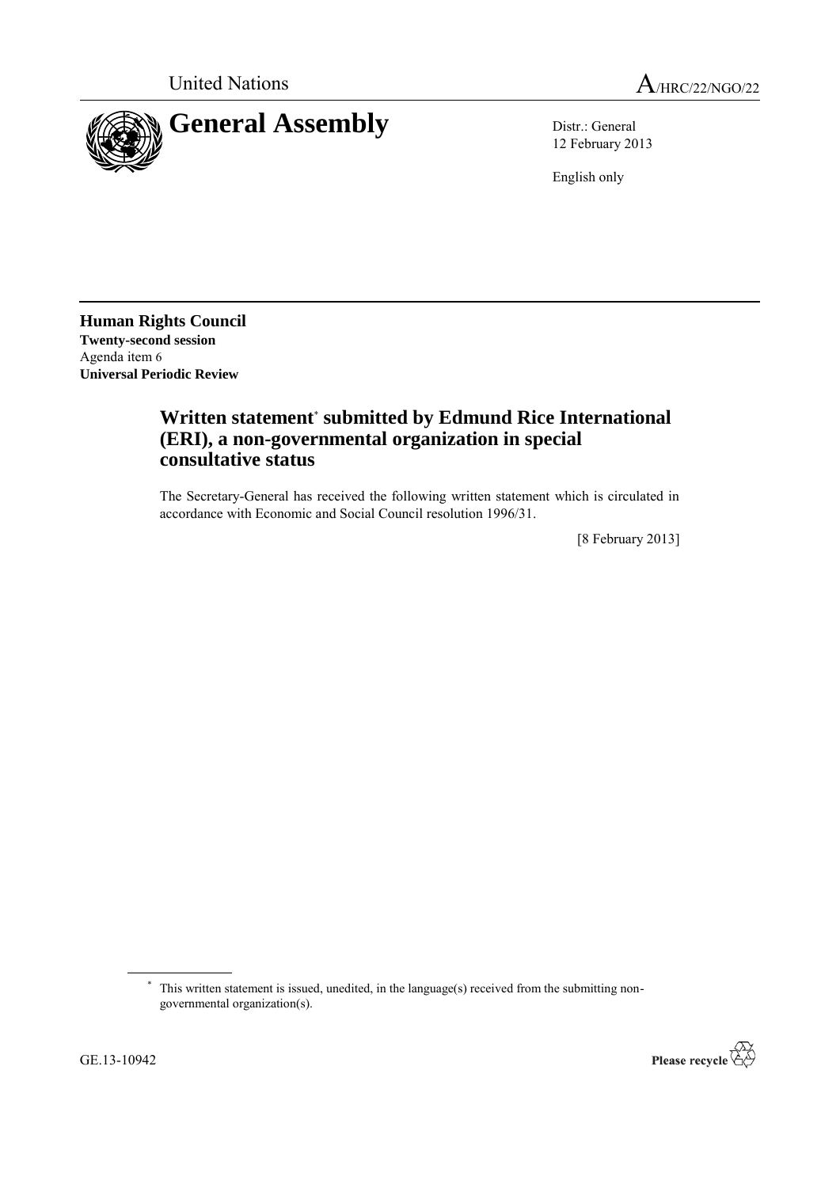United Nations A/HRC/22/NGO/22

# General Assembly

Distr.: General
12 February 2013

English only

**Human Rights Council**
**Twenty-second session**
Agenda item 6
**Universal Periodic Review**

## Written statement* submitted by Edmund Rice International (ERI), a non-governmental organization in special consultative status

The Secretary-General has received the following written statement which is circulated in accordance with Economic and Social Council resolution 1996/31.

[8 February 2013]

* This written statement is issued, unedited, in the language(s) received from the submitting non-governmental organization(s).

GE.13-10942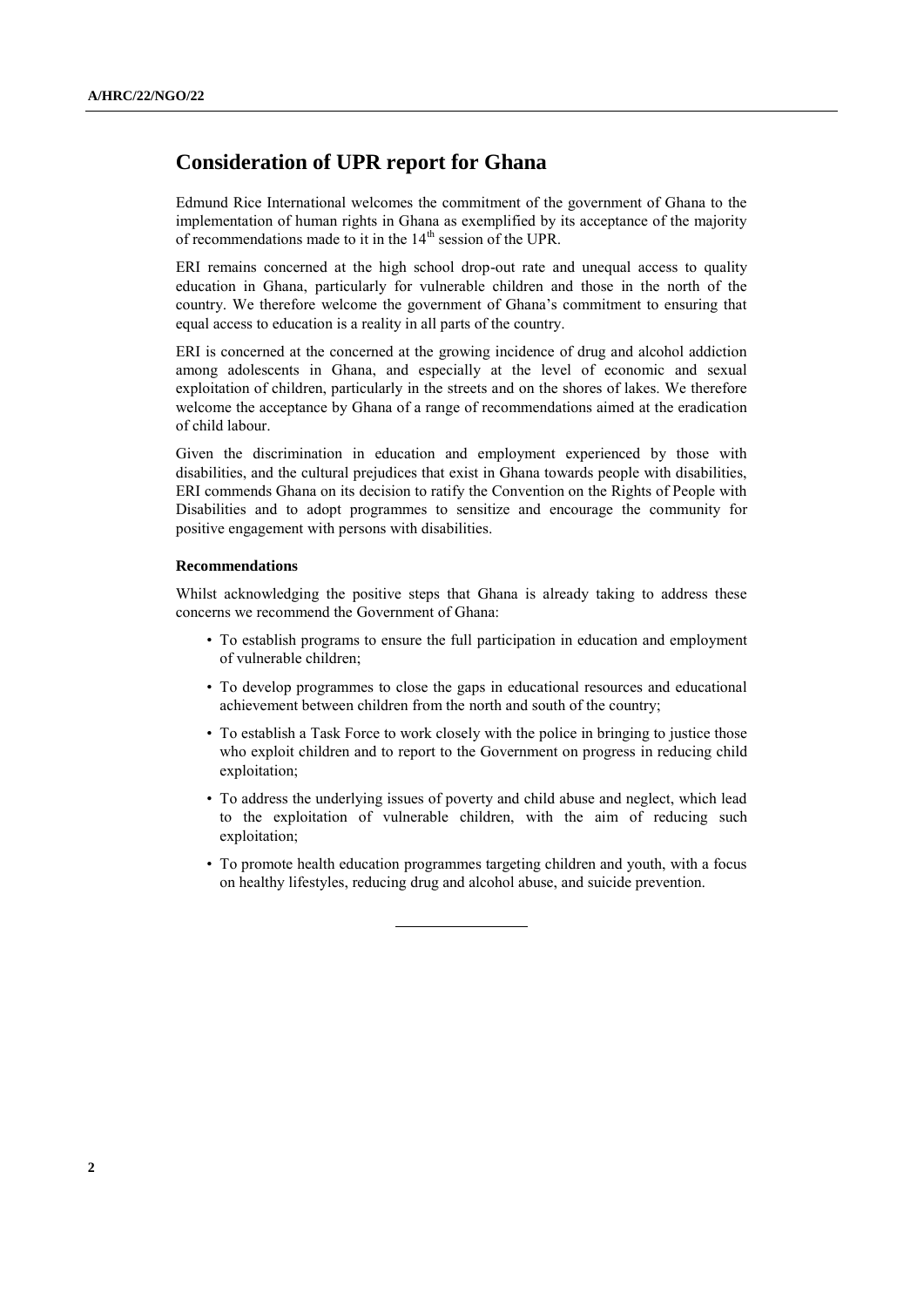## Consideration of UPR report for Ghana

Edmund Rice International welcomes the commitment of the government of Ghana to the implementation of human rights in Ghana as exemplified by its acceptance of the majority of recommendations made to it in the 14th session of the UPR.

ERI remains concerned at the high school drop-out rate and unequal access to quality education in Ghana, particularly for vulnerable children and those in the north of the country. We therefore welcome the government of Ghana's commitment to ensuring that equal access to education is a reality in all parts of the country.

ERI is concerned at the concerned at the growing incidence of drug and alcohol addiction among adolescents in Ghana, and especially at the level of economic and sexual exploitation of children, particularly in the streets and on the shores of lakes. We therefore welcome the acceptance by Ghana of a range of recommendations aimed at the eradication of child labour.

Given the discrimination in education and employment experienced by those with disabilities, and the cultural prejudices that exist in Ghana towards people with disabilities, ERI commends Ghana on its decision to ratify the Convention on the Rights of People with Disabilities and to adopt programmes to sensitize and encourage the community for positive engagement with persons with disabilities.

#### Recommendations

Whilst acknowledging the positive steps that Ghana is already taking to address these concerns we recommend the Government of Ghana:

- To establish programs to ensure the full participation in education and employment of vulnerable children;
- To develop programmes to close the gaps in educational resources and educational achievement between children from the north and south of the country;
- To establish a Task Force to work closely with the police in bringing to justice those who exploit children and to report to the Government on progress in reducing child exploitation;
- To address the underlying issues of poverty and child abuse and neglect, which lead to the exploitation of vulnerable children, with the aim of reducing such exploitation;
- To promote health education programmes targeting children and youth, with a focus on healthy lifestyles, reducing drug and alcohol abuse, and suicide prevention.